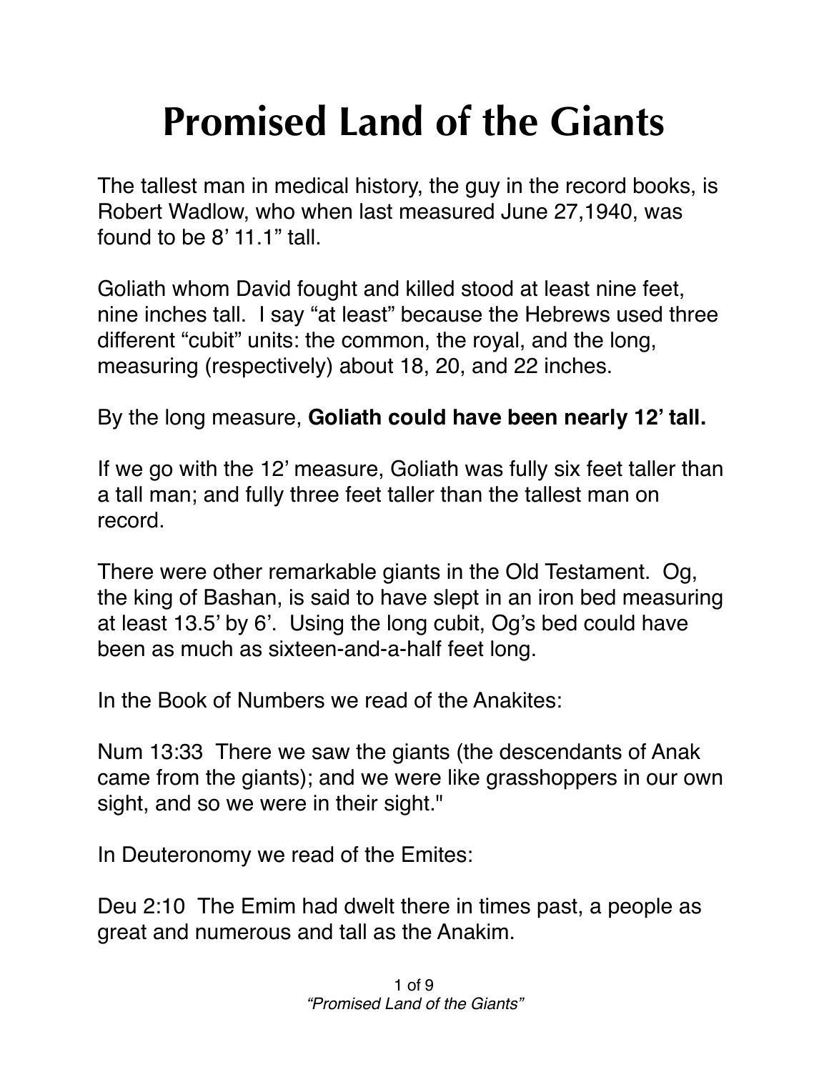# Promised Land of the Giants

The tallest man in medical history, the guy in the record books, is Robert Wadlow, who when last measured June 27,1940, was found to be 8' 11.1" tall.

Goliath whom David fought and killed stood at least nine feet, nine inches tall. I say "at least" because the Hebrews used three different "cubit" units: the common, the royal, and the long, measuring (respectively) about 18, 20, and 22 inches.

By the long measure, **Goliath could have been nearly 12' tall.**

If we go with the 12' measure, Goliath was fully six feet taller than a tall man; and fully three feet taller than the tallest man on record.

There were other remarkable giants in the Old Testament. Og, the king of Bashan, is said to have slept in an iron bed measuring at least 13.5' by 6'. Using the long cubit, Og's bed could have been as much as sixteen-and-a-half feet long.

In the Book of Numbers we read of the Anakites:

Num 13:33 There we saw the giants (the descendants of Anak came from the giants); and we were like grasshoppers in our own sight, and so we were in their sight."

In Deuteronomy we read of the Emites:

Deu 2:10 The Emim had dwelt there in times past, a people as great and numerous and tall as the Anakim.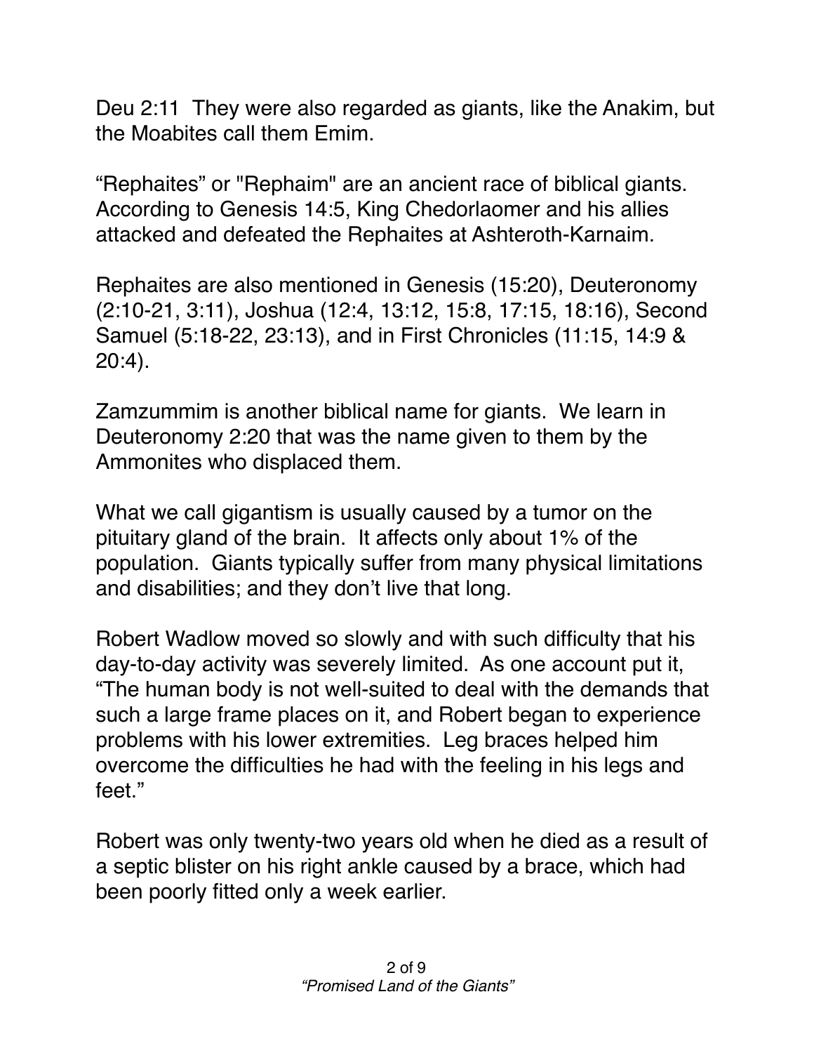Deu 2:11  They were also regarded as giants, like the Anakim, but the Moabites call them Emim.

“Rephaites” or "Rephaim" are an ancient race of biblical giants. According to Genesis 14:5, King Chedorlaomer and his allies attacked and defeated the Rephaites at Ashteroth-Karnaim.

Rephaites are also mentioned in Genesis (15:20), Deuteronomy (2:10-21, 3:11), Joshua (12:4, 13:12, 15:8, 17:15, 18:16), Second Samuel (5:18-22, 23:13), and in First Chronicles (11:15, 14:9 & 20:4).

Zamzummim is another biblical name for giants.  We learn in Deuteronomy 2:20 that was the name given to them by the Ammonites who displaced them.

What we call gigantism is usually caused by a tumor on the pituitary gland of the brain.  It affects only about 1% of the population.  Giants typically suffer from many physical limitations and disabilities; and they don’t live that long.

Robert Wadlow moved so slowly and with such difficulty that his day-to-day activity was severely limited.  As one account put it, “The human body is not well-suited to deal with the demands that such a large frame places on it, and Robert began to experience problems with his lower extremities.  Leg braces helped him overcome the difficulties he had with the feeling in his legs and feet.”

Robert was only twenty-two years old when he died as a result of a septic blister on his right ankle caused by a brace, which had been poorly fitted only a week earlier.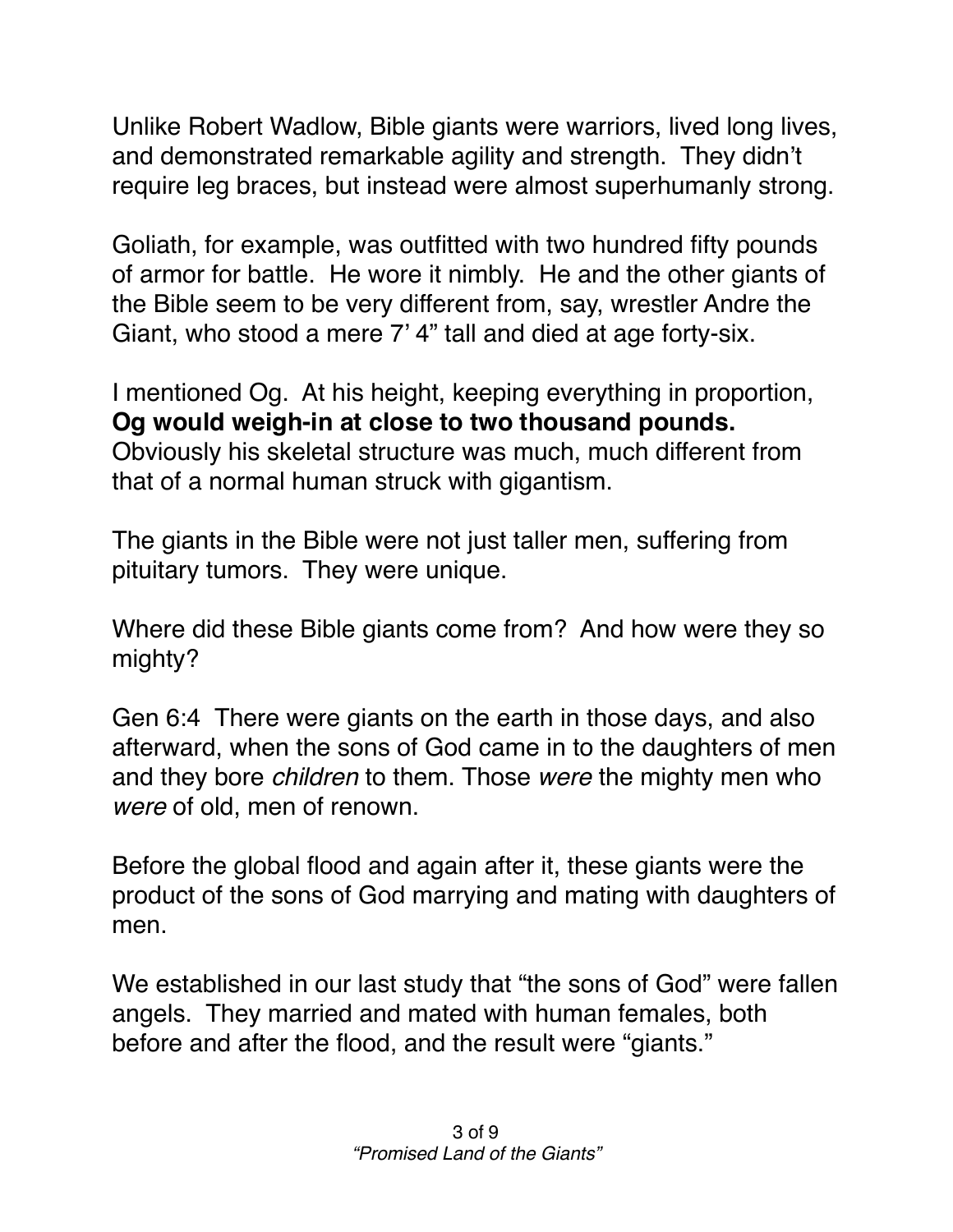Unlike Robert Wadlow, Bible giants were warriors, lived long lives, and demonstrated remarkable agility and strength. They didn't require leg braces, but instead were almost superhumanly strong.

Goliath, for example, was outfitted with two hundred fifty pounds of armor for battle. He wore it nimbly. He and the other giants of the Bible seem to be very different from, say, wrestler Andre the Giant, who stood a mere 7' 4" tall and died at age forty-six.

I mentioned Og. At his height, keeping everything in proportion, **Og would weigh-in at close to two thousand pounds.** Obviously his skeletal structure was much, much different from that of a normal human struck with gigantism.

The giants in the Bible were not just taller men, suffering from pituitary tumors. They were unique.

Where did these Bible giants come from? And how were they so mighty?

Gen 6:4 There were giants on the earth in those days, and also afterward, when the sons of God came in to the daughters of men and they bore *children* to them. Those *were* the mighty men who *were* of old, men of renown.

Before the global flood and again after it, these giants were the product of the sons of God marrying and mating with daughters of men.

We established in our last study that "the sons of God" were fallen angels. They married and mated with human females, both before and after the flood, and the result were "giants."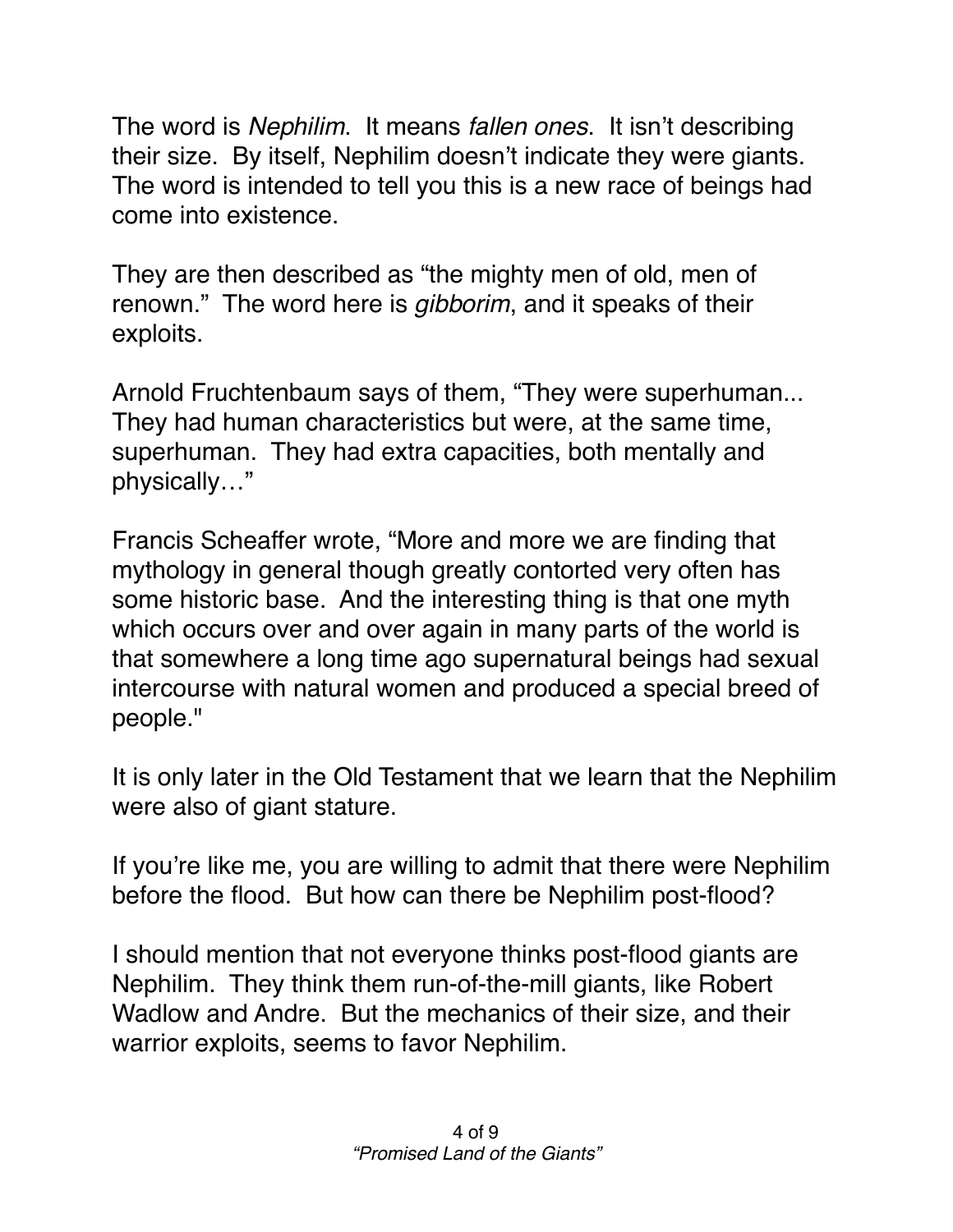The word is *Nephilim*. It means *fallen ones*. It isn't describing their size. By itself, Nephilim doesn't indicate they were giants. The word is intended to tell you this is a new race of beings had come into existence.

They are then described as "the mighty men of old, men of renown." The word here is *gibborim*, and it speaks of their exploits.

Arnold Fruchtenbaum says of them, "They were superhuman... They had human characteristics but were, at the same time, superhuman. They had extra capacities, both mentally and physically…"

Francis Scheaffer wrote, "More and more we are finding that mythology in general though greatly contorted very often has some historic base. And the interesting thing is that one myth which occurs over and over again in many parts of the world is that somewhere a long time ago supernatural beings had sexual intercourse with natural women and produced a special breed of people."

It is only later in the Old Testament that we learn that the Nephilim were also of giant stature.

If you're like me, you are willing to admit that there were Nephilim before the flood. But how can there be Nephilim post-flood?

I should mention that not everyone thinks post-flood giants are Nephilim. They think them run-of-the-mill giants, like Robert Wadlow and Andre. But the mechanics of their size, and their warrior exploits, seems to favor Nephilim.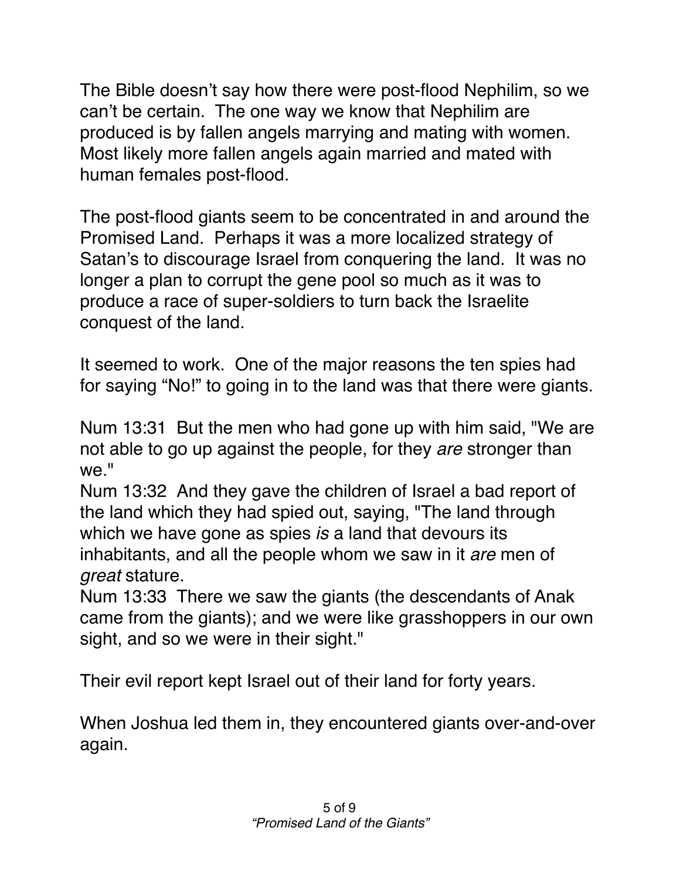The Bible doesn't say how there were post-flood Nephilim, so we can't be certain. The one way we know that Nephilim are produced is by fallen angels marrying and mating with women. Most likely more fallen angels again married and mated with human females post-flood.

The post-flood giants seem to be concentrated in and around the Promised Land. Perhaps it was a more localized strategy of Satan's to discourage Israel from conquering the land. It was no longer a plan to corrupt the gene pool so much as it was to produce a race of super-soldiers to turn back the Israelite conquest of the land.

It seemed to work. One of the major reasons the ten spies had for saying "No!" to going in to the land was that there were giants.

Num 13:31 But the men who had gone up with him said, "We are not able to go up against the people, for they *are* stronger than we."
Num 13:32 And they gave the children of Israel a bad report of the land which they had spied out, saying, "The land through which we have gone as spies *is* a land that devours its inhabitants, and all the people whom we saw in it *are* men of *great* stature.
Num 13:33 There we saw the giants (the descendants of Anak came from the giants); and we were like grasshoppers in our own sight, and so we were in their sight."

Their evil report kept Israel out of their land for forty years.

When Joshua led them in, they encountered giants over-and-over again.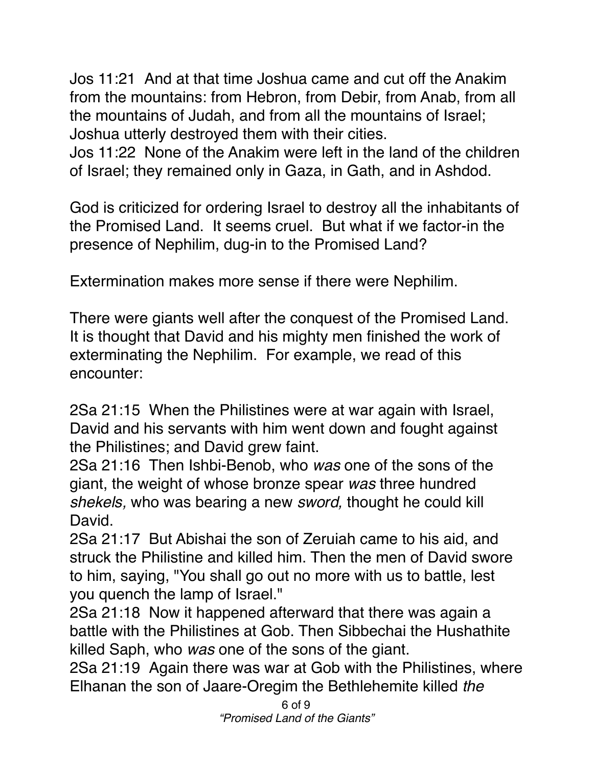Jos 11:21  And at that time Joshua came and cut off the Anakim from the mountains: from Hebron, from Debir, from Anab, from all the mountains of Judah, and from all the mountains of Israel; Joshua utterly destroyed them with their cities.
Jos 11:22  None of the Anakim were left in the land of the children of Israel; they remained only in Gaza, in Gath, and in Ashdod.

God is criticized for ordering Israel to destroy all the inhabitants of the Promised Land.  It seems cruel.  But what if we factor-in the presence of Nephilim, dug-in to the Promised Land?

Extermination makes more sense if there were Nephilim.

There were giants well after the conquest of the Promised Land. It is thought that David and his mighty men finished the work of exterminating the Nephilim.  For example, we read of this encounter:

2Sa 21:15  When the Philistines were at war again with Israel, David and his servants with him went down and fought against the Philistines; and David grew faint.
2Sa 21:16  Then Ishbi-Benob, who *was* one of the sons of the giant, the weight of whose bronze spear *was* three hundred *shekels,* who was bearing a new *sword,* thought he could kill David.
2Sa 21:17  But Abishai the son of Zeruiah came to his aid, and struck the Philistine and killed him. Then the men of David swore to him, saying, "You shall go out no more with us to battle, lest you quench the lamp of Israel."
2Sa 21:18  Now it happened afterward that there was again a battle with the Philistines at Gob. Then Sibbechai the Hushathite killed Saph, who *was* one of the sons of the giant.
2Sa 21:19  Again there was war at Gob with the Philistines, where Elhanan the son of Jaare-Oregim the Bethlehemite killed *the*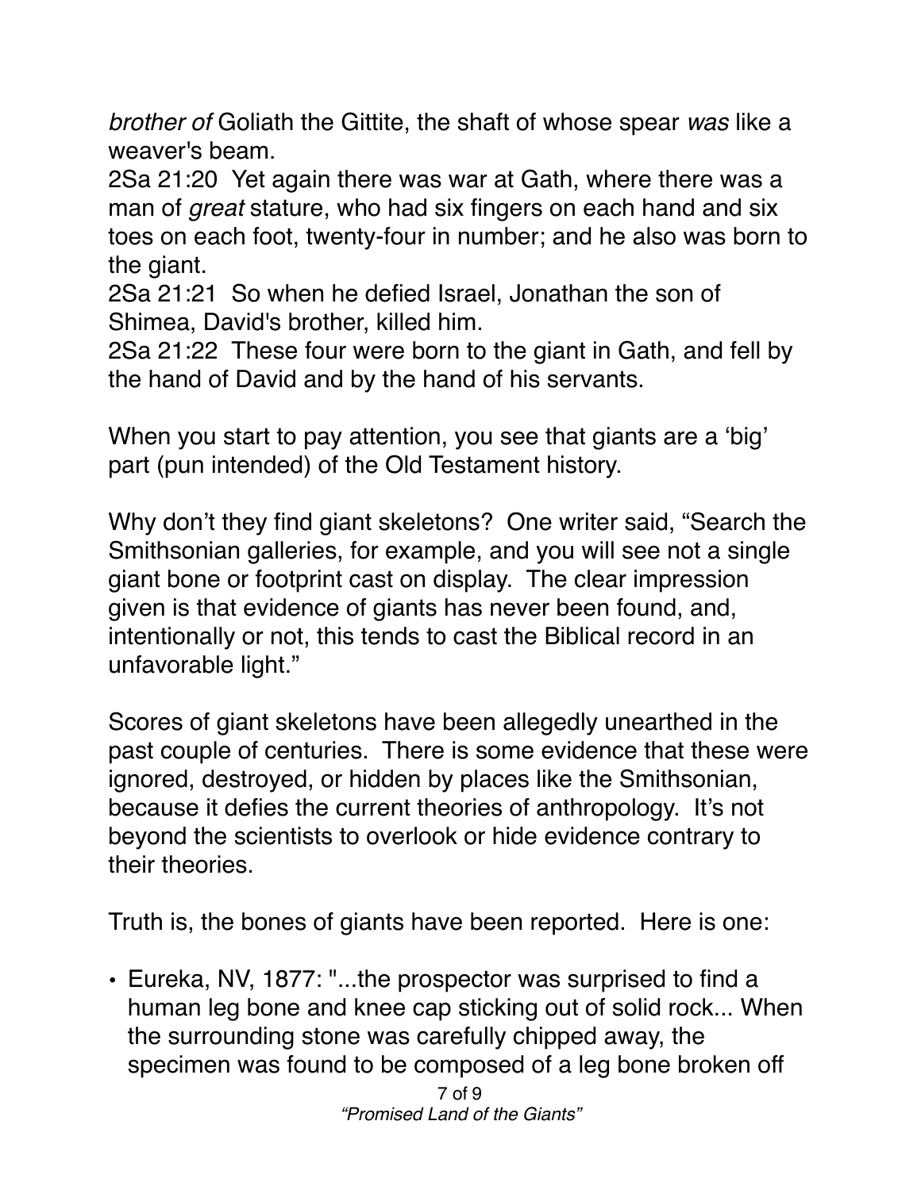*brother of* Goliath the Gittite, the shaft of whose spear *was* like a weaver's beam.
2Sa 21:20  Yet again there was war at Gath, where there was a man of *great* stature, who had six fingers on each hand and six toes on each foot, twenty-four in number; and he also was born to the giant.
2Sa 21:21  So when he defied Israel, Jonathan the son of Shimea, David's brother, killed him.
2Sa 21:22  These four were born to the giant in Gath, and fell by the hand of David and by the hand of his servants.

When you start to pay attention, you see that giants are a 'big' part (pun intended) of the Old Testament history.

Why don't they find giant skeletons?  One writer said, "Search the Smithsonian galleries, for example, and you will see not a single giant bone or footprint cast on display.  The clear impression given is that evidence of giants has never been found, and, intentionally or not, this tends to cast the Biblical record in an unfavorable light."

Scores of giant skeletons have been allegedly unearthed in the past couple of centuries.  There is some evidence that these were ignored, destroyed, or hidden by places like the Smithsonian, because it defies the current theories of anthropology.  It's not beyond the scientists to overlook or hide evidence contrary to their theories.

Truth is, the bones of giants have been reported.  Here is one:

- Eureka, NV, 1877: "...the prospector was surprised to find a human leg bone and knee cap sticking out of solid rock... When the surrounding stone was carefully chipped away, the specimen was found to be composed of a leg bone broken off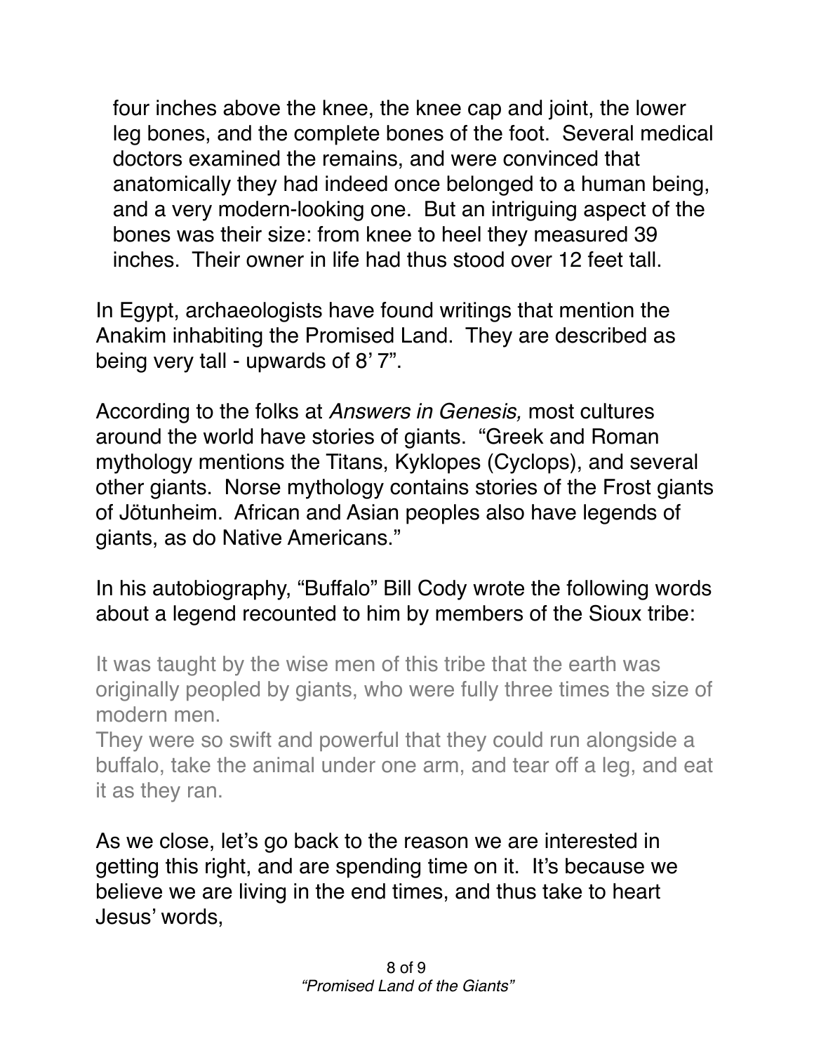four inches above the knee, the knee cap and joint, the lower leg bones, and the complete bones of the foot. Several medical doctors examined the remains, and were convinced that anatomically they had indeed once belonged to a human being, and a very modern-looking one. But an intriguing aspect of the bones was their size: from knee to heel they measured 39 inches. Their owner in life had thus stood over 12 feet tall.

In Egypt, archaeologists have found writings that mention the Anakim inhabiting the Promised Land. They are described as being very tall - upwards of 8' 7".

According to the folks at *Answers in Genesis,* most cultures around the world have stories of giants. "Greek and Roman mythology mentions the Titans, Kyklopes (Cyclops), and several other giants. Norse mythology contains stories of the Frost giants of Jötunheim. African and Asian peoples also have legends of giants, as do Native Americans."

In his autobiography, "Buffalo" Bill Cody wrote the following words about a legend recounted to him by members of the Sioux tribe:

> It was taught by the wise men of this tribe that the earth was originally peopled by giants, who were fully three times the size of modern men.
> They were so swift and powerful that they could run alongside a buffalo, take the animal under one arm, and tear off a leg, and eat it as they ran.

As we close, let's go back to the reason we are interested in getting this right, and are spending time on it. It's because we believe we are living in the end times, and thus take to heart Jesus' words,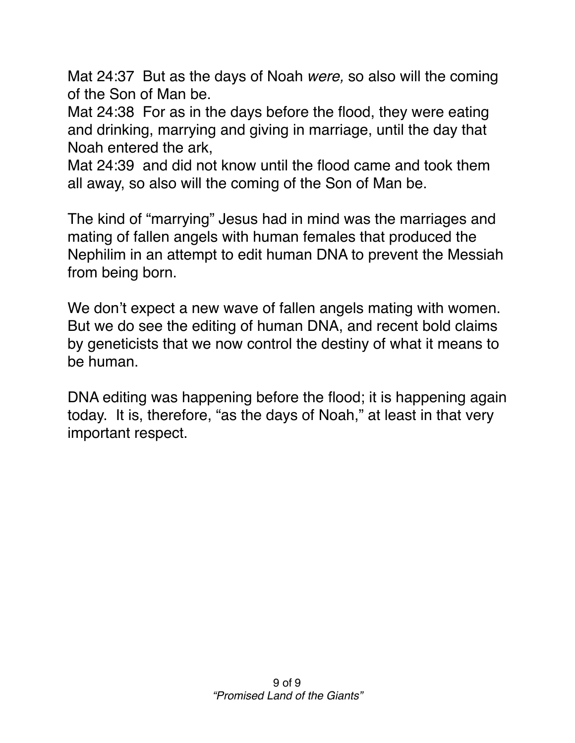Mat 24:37  But as the days of Noah *were,* so also will the coming of the Son of Man be.
Mat 24:38  For as in the days before the flood, they were eating and drinking, marrying and giving in marriage, until the day that Noah entered the ark,
Mat 24:39  and did not know until the flood came and took them all away, so also will the coming of the Son of Man be.

The kind of "marrying" Jesus had in mind was the marriages and mating of fallen angels with human females that produced the Nephilim in an attempt to edit human DNA to prevent the Messiah from being born.

We don't expect a new wave of fallen angels mating with women. But we do see the editing of human DNA, and recent bold claims by geneticists that we now control the destiny of what it means to be human.

DNA editing was happening before the flood; it is happening again today.  It is, therefore, "as the days of Noah," at least in that very important respect.